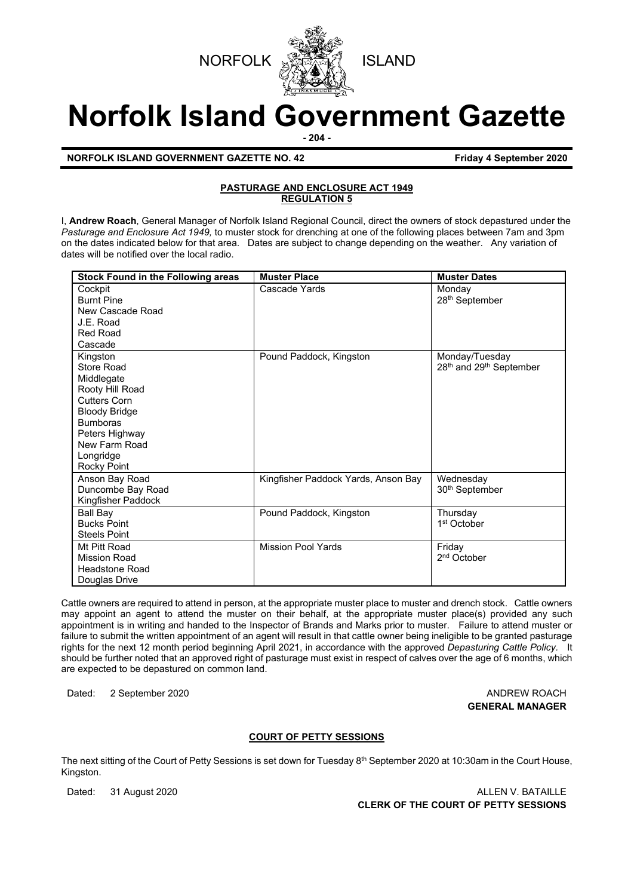NORFOLK ISLAND

# Norfolk Island Government Gazette

**NORFOLK ISLAND GOVERNMENT GAZETTE NO. 42** **Friday 4 September 2020**

## PASTURAGE AND ENCLOSURE ACT 1949
## REGULATION 5

I, **Andrew Roach**, General Manager of Norfolk Island Regional Council, direct the owners of stock depastured under the *Pasturage and Enclosure Act 1949,* to muster stock for drenching at one of the following places between 7am and 3pm on the dates indicated below for that area. Dates are subject to change depending on the weather. Any variation of dates will be notified over the local radio.

| Stock Found in the Following areas | Muster Place | Muster Dates |
|---|---|---|
| Cockpit<br>Burnt Pine<br>New Cascade Road<br>J.E. Road<br>Red Road<br>Cascade | Cascade Yards | Monday<br>28th September |
| Kingston<br>Store Road<br>Middlegate<br>Rooty Hill Road<br>Cutters Corn<br>Bloody Bridge<br>Bumboras<br>Peters Highway<br>New Farm Road<br>Longridge<br>Rocky Point | Pound Paddock, Kingston | Monday/Tuesday<br>28th and 29th September |
| Anson Bay Road<br>Duncombe Bay Road<br>Kingfisher Paddock | Kingfisher Paddock Yards, Anson Bay | Wednesday<br>30th September |
| Ball Bay<br>Bucks Point<br>Steels Point | Pound Paddock, Kingston | Thursday<br>1st October |
| Mt Pitt Road<br>Mission Road<br>Headstone Road<br>Douglas Drive | Mission Pool Yards | Friday<br>2nd October |

Cattle owners are required to attend in person, at the appropriate muster place to muster and drench stock. Cattle owners may appoint an agent to attend the muster on their behalf, at the appropriate muster place(s) provided any such appointment is in writing and handed to the Inspector of Brands and Marks prior to muster. Failure to attend muster or failure to submit the written appointment of an agent will result in that cattle owner being ineligible to be granted pasturage rights for the next 12 month period beginning April 2021, in accordance with the approved *Depasturing Cattle Policy*. It should be further noted that an approved right of pasturage must exist in respect of calves over the age of 6 months, which are expected to be depastured on common land.

Dated: 2 September 2020

ANDREW ROACH
**GENERAL MANAGER**

## COURT OF PETTY SESSIONS

The next sitting of the Court of Petty Sessions is set down for Tuesday 8th September 2020 at 10:30am in the Court House, Kingston.

Dated: 31 August 2020

ALLEN V. BATAILLE
**CLERK OF THE COURT OF PETTY SESSIONS**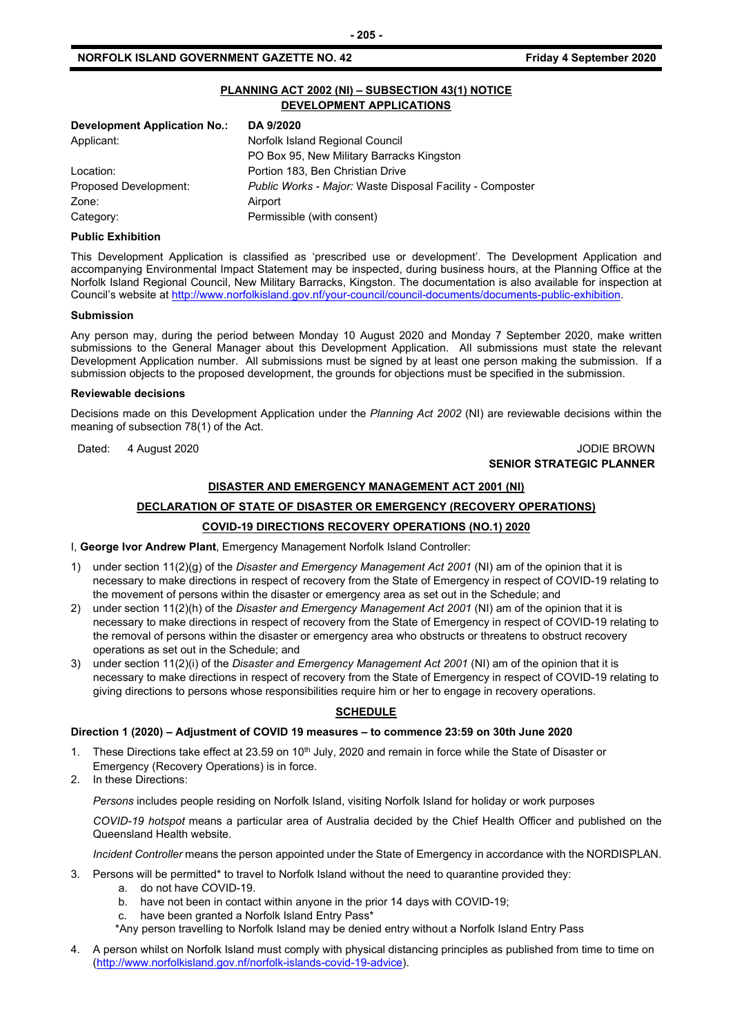## PLANNING ACT 2002 (NI) – SUBSECTION 43(1) NOTICE
## DEVELOPMENT APPLICATIONS

| **Development Application No.:** | **DA 9/2020** |
|---|---|
| Applicant: | Norfolk Island Regional Council<br>PO Box 95, New Military Barracks Kingston |
| Location: | Portion 183, Ben Christian Drive |
| Proposed Development: | *Public Works - Major:* Waste Disposal Facility - Composter |
| Zone: | Airport |
| Category: | Permissible (with consent) |

**Public Exhibition**

This Development Application is classified as 'prescribed use or development'. The Development Application and accompanying Environmental Impact Statement may be inspected, during business hours, at the Planning Office at the Norfolk Island Regional Council, New Military Barracks, Kingston. The documentation is also available for inspection at Council's website at http://www.norfolkisland.gov.nf/your-council/council-documents/documents-public-exhibition.

**Submission**

Any person may, during the period between Monday 10 August 2020 and Monday 7 September 2020, make written submissions to the General Manager about this Development Application. All submissions must state the relevant Development Application number. All submissions must be signed by at least one person making the submission. If a submission objects to the proposed development, the grounds for objections must be specified in the submission.

**Reviewable decisions**

Decisions made on this Development Application under the *Planning Act 2002* (NI) are reviewable decisions within the meaning of subsection 78(1) of the Act.

Dated: 4 August 2020

JODIE BROWN
**SENIOR STRATEGIC PLANNER**

## DISASTER AND EMERGENCY MANAGEMENT ACT 2001 (NI)

## DECLARATION OF STATE OF DISASTER OR EMERGENCY (RECOVERY OPERATIONS)

## COVID-19 DIRECTIONS RECOVERY OPERATIONS (NO.1) 2020

I, **George Ivor Andrew Plant**, Emergency Management Norfolk Island Controller:

1) under section 11(2)(g) of the *Disaster and Emergency Management Act 2001* (NI) am of the opinion that it is necessary to make directions in respect of recovery from the State of Emergency in respect of COVID-19 relating to the movement of persons within the disaster or emergency area as set out in the Schedule; and
2) under section 11(2)(h) of the *Disaster and Emergency Management Act 2001* (NI) am of the opinion that it is necessary to make directions in respect of recovery from the State of Emergency in respect of COVID-19 relating to the removal of persons within the disaster or emergency area who obstructs or threatens to obstruct recovery operations as set out in the Schedule; and
3) under section 11(2)(i) of the *Disaster and Emergency Management Act 2001* (NI) am of the opinion that it is necessary to make directions in respect of recovery from the State of Emergency in respect of COVID-19 relating to giving directions to persons whose responsibilities require him or her to engage in recovery operations.

## SCHEDULE

**Direction 1 (2020) – Adjustment of COVID 19 measures – to commence 23:59 on 30th June 2020**

1. These Directions take effect at 23.59 on 10th July, 2020 and remain in force while the State of Disaster or Emergency (Recovery Operations) is in force.
2. In these Directions:

   *Persons* includes people residing on Norfolk Island, visiting Norfolk Island for holiday or work purposes

   *COVID-19 hotspot* means a particular area of Australia decided by the Chief Health Officer and published on the Queensland Health website.

   *Incident Controller* means the person appointed under the State of Emergency in accordance with the NORDISPLAN.

3. Persons will be permitted* to travel to Norfolk Island without the need to quarantine provided they:
   a. do not have COVID-19.
   b. have not been in contact within anyone in the prior 14 days with COVID-19;
   c. have been granted a Norfolk Island Entry Pass*

   *Any person travelling to Norfolk Island may be denied entry without a Norfolk Island Entry Pass

4. A person whilst on Norfolk Island must comply with physical distancing principles as published from time to time on (http://www.norfolkisland.gov.nf/norfolk-islands-covid-19-advice).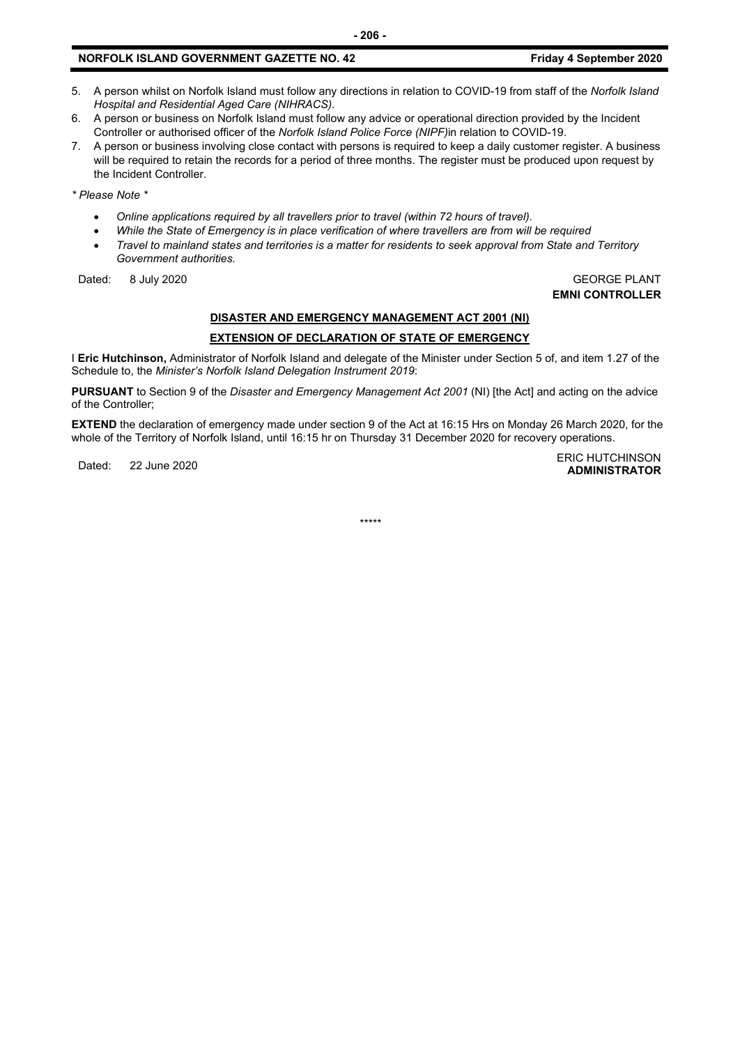5. A person whilst on Norfolk Island must follow any directions in relation to COVID-19 from staff of the *Norfolk Island Hospital and Residential Aged Care (NIHRACS).*
6. A person or business on Norfolk Island must follow any advice or operational direction provided by the Incident Controller or authorised officer of the *Norfolk Island Police Force (NIPF)*in relation to COVID-19.
7. A person or business involving close contact with persons is required to keep a daily customer register. A business will be required to retain the records for a period of three months. The register must be produced upon request by the Incident Controller.

*\* Please Note \**

- *Online applications required by all travellers prior to travel (within 72 hours of travel).*
- *While the State of Emergency is in place verification of where travellers are from will be required*
- *Travel to mainland states and territories is a matter for residents to seek approval from State and Territory Government authorities.*

Dated: 8 July 2020

GEORGE PLANT
**EMNI CONTROLLER**

**DISASTER AND EMERGENCY MANAGEMENT ACT 2001 (NI)**

**EXTENSION OF DECLARATION OF STATE OF EMERGENCY**

I **Eric Hutchinson,** Administrator of Norfolk Island and delegate of the Minister under Section 5 of, and item 1.27 of the Schedule to, the *Minister's Norfolk Island Delegation Instrument 2019*:

**PURSUANT** to Section 9 of the *Disaster and Emergency Management Act 2001* (NI) [the Act] and acting on the advice of the Controller;

**EXTEND** the declaration of emergency made under section 9 of the Act at 16:15 Hrs on Monday 26 March 2020, for the whole of the Territory of Norfolk Island, until 16:15 hr on Thursday 31 December 2020 for recovery operations.

Dated: 22 June 2020

ERIC HUTCHINSON
**ADMINISTRATOR**

\*\*\*\*\*